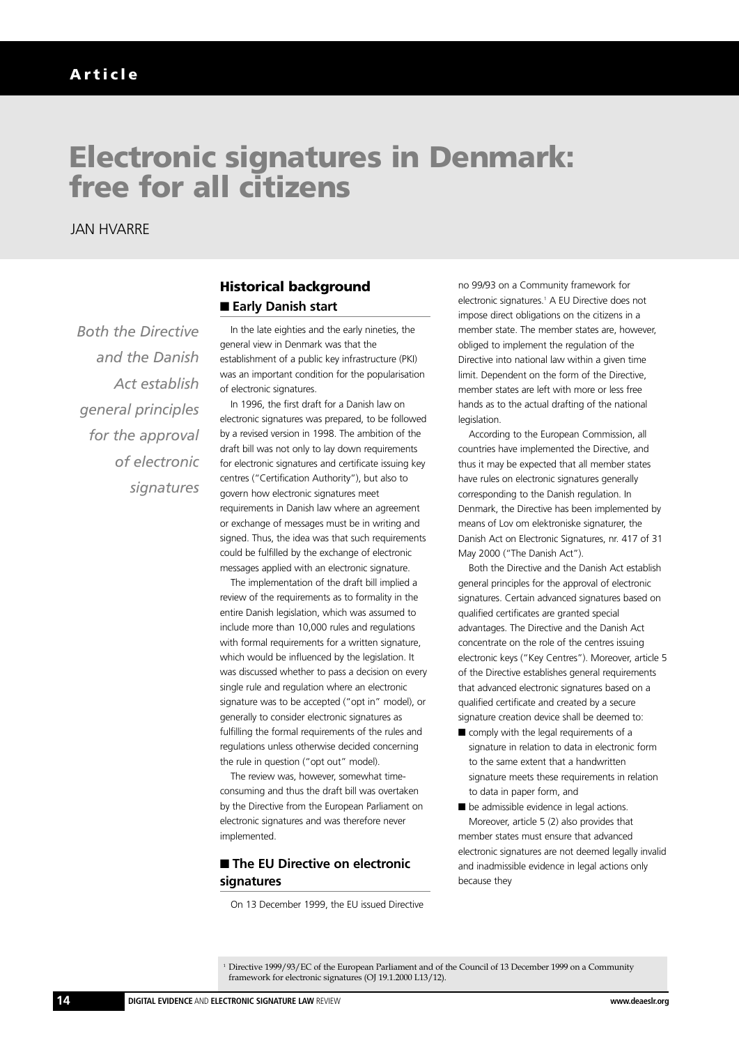Article

# Electronic signatures in Denmark: free for all citizens

JAN HVARRE

*Both the Directive and the Danish Act establish general principles for the approval of electronic signatures*

## Historical background

### Early Danish start

In the late eighties and the early nineties, the general view in Denmark was that the establishment of a public key infrastructure (PKI) was an important condition for the popularisation of electronic signatures.

In 1996, the first draft for a Danish law on electronic signatures was prepared, to be followed by a revised version in 1998. The ambition of the draft bill was not only to lay down requirements for electronic signatures and certificate issuing key centres ("Certification Authority"), but also to govern how electronic signatures meet requirements in Danish law where an agreement or exchange of messages must be in writing and signed. Thus, the idea was that such requirements could be fulfilled by the exchange of electronic messages applied with an electronic signature.

The implementation of the draft bill implied a review of the requirements as to formality in the entire Danish legislation, which was assumed to include more than 10,000 rules and regulations with formal requirements for a written signature, which would be influenced by the legislation. It was discussed whether to pass a decision on every single rule and regulation where an electronic signature was to be accepted ("opt in" model), or generally to consider electronic signatures as fulfilling the formal requirements of the rules and regulations unless otherwise decided concerning the rule in question ("opt out" model).

The review was, however, somewhat time-consuming and thus the draft bill was overtaken by the Directive from the European Parliament on electronic signatures and was therefore never implemented.

### The EU Directive on electronic signatures

On 13 December 1999, the EU issued Directive no 99/93 on a Community framework for electronic signatures.[1] A EU Directive does not impose direct obligations on the citizens in a member state. The member states are, however, obliged to implement the regulation of the Directive into national law within a given time limit. Dependent on the form of the Directive, member states are left with more or less free hands as to the actual drafting of the national legislation.

According to the European Commission, all countries have implemented the Directive, and thus it may be expected that all member states have rules on electronic signatures generally corresponding to the Danish regulation. In Denmark, the Directive has been implemented by means of Lov om elektroniske signaturer, the Danish Act on Electronic Signatures, nr. 417 of 31 May 2000 ("The Danish Act").

Both the Directive and the Danish Act establish general principles for the approval of electronic signatures. Certain advanced signatures based on qualified certificates are granted special advantages. The Directive and the Danish Act concentrate on the role of the centres issuing electronic keys ("Key Centres"). Moreover, article 5 of the Directive establishes general requirements that advanced electronic signatures based on a qualified certificate and created by a secure signature creation device shall be deemed to:

- comply with the legal requirements of a signature in relation to data in electronic form to the same extent that a handwritten signature meets these requirements in relation to data in paper form, and
- be admissible evidence in legal actions.

Moreover, article 5 (2) also provides that member states must ensure that advanced electronic signatures are not deemed legally invalid and inadmissible evidence in legal actions only because they

[1] Directive 1999/93/EC of the European Parliament and of the Council of 13 December 1999 on a Community framework for electronic signatures (OJ 19.1.2000 L13/12).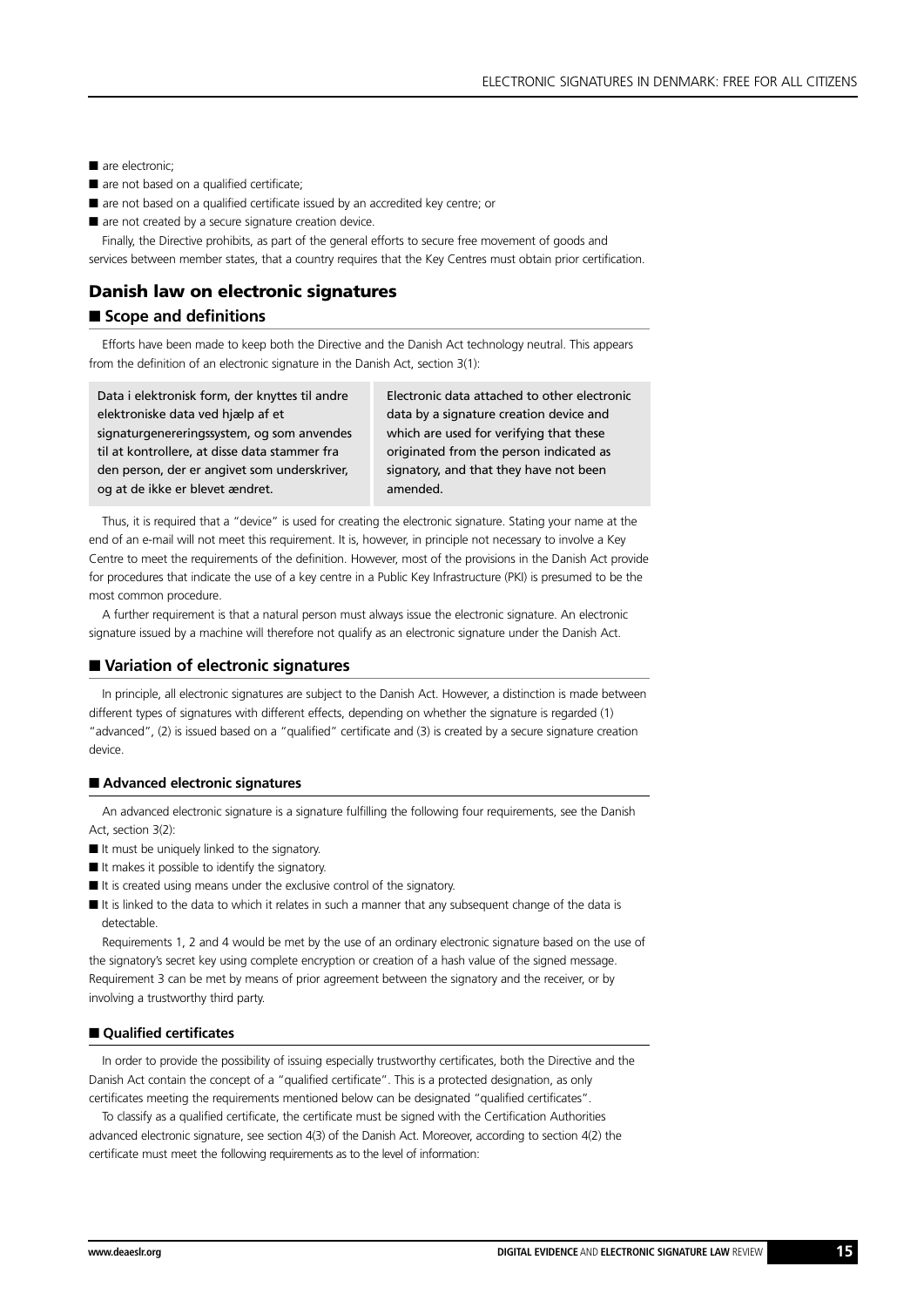- are electronic;
- are not based on a qualified certificate;
- are not based on a qualified certificate issued by an accredited key centre; or
- are not created by a secure signature creation device.

Finally, the Directive prohibits, as part of the general efforts to secure free movement of goods and services between member states, that a country requires that the Key Centres must obtain prior certification.

## Danish law on electronic signatures

### Scope and definitions

Efforts have been made to keep both the Directive and the Danish Act technology neutral. This appears from the definition of an electronic signature in the Danish Act, section 3(1):

| | |
|---|---|
| Data i elektronisk form, der knyttes til andre elektroniske data ved hjælp af et signaturgenereringssystem, og som anvendes til at kontrollere, at disse data stammer fra den person, der er angivet som underskriver, og at de ikke er blevet ændret. | Electronic data attached to other electronic data by a signature creation device and which are used for verifying that these originated from the person indicated as signatory, and that they have not been amended. |

Thus, it is required that a "device" is used for creating the electronic signature. Stating your name at the end of an e-mail will not meet this requirement. It is, however, in principle not necessary to involve a Key Centre to meet the requirements of the definition. However, most of the provisions in the Danish Act provide for procedures that indicate the use of a key centre in a Public Key Infrastructure (PKI) is presumed to be the most common procedure.

A further requirement is that a natural person must always issue the electronic signature. An electronic signature issued by a machine will therefore not qualify as an electronic signature under the Danish Act.

### Variation of electronic signatures

In principle, all electronic signatures are subject to the Danish Act. However, a distinction is made between different types of signatures with different effects, depending on whether the signature is regarded (1) "advanced", (2) is issued based on a "qualified" certificate and (3) is created by a secure signature creation device.

#### Advanced electronic signatures

An advanced electronic signature is a signature fulfilling the following four requirements, see the Danish Act, section 3(2):

- It must be uniquely linked to the signatory.
- It makes it possible to identify the signatory.
- It is created using means under the exclusive control of the signatory.
- It is linked to the data to which it relates in such a manner that any subsequent change of the data is detectable.

Requirements 1, 2 and 4 would be met by the use of an ordinary electronic signature based on the use of the signatory's secret key using complete encryption or creation of a hash value of the signed message. Requirement 3 can be met by means of prior agreement between the signatory and the receiver, or by involving a trustworthy third party.

#### Qualified certificates

In order to provide the possibility of issuing especially trustworthy certificates, both the Directive and the Danish Act contain the concept of a "qualified certificate". This is a protected designation, as only certificates meeting the requirements mentioned below can be designated "qualified certificates".

To classify as a qualified certificate, the certificate must be signed with the Certification Authorities advanced electronic signature, see section 4(3) of the Danish Act. Moreover, according to section 4(2) the certificate must meet the following requirements as to the level of information: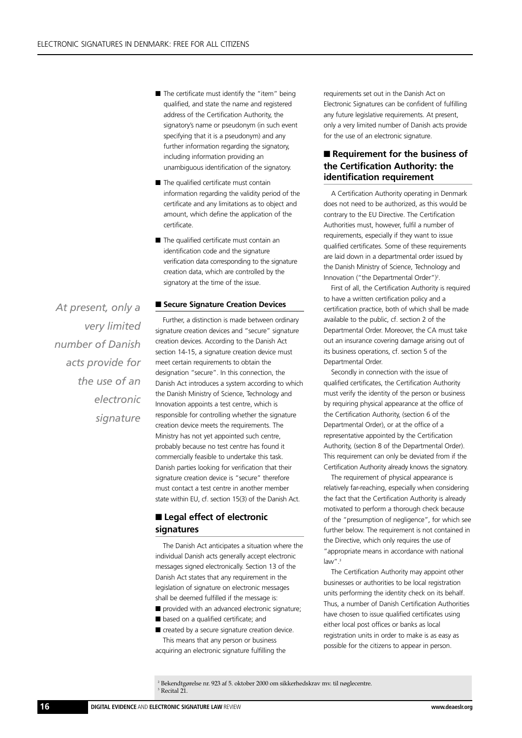- The certificate must identify the "item" being qualified, and state the name and registered address of the Certification Authority, the signatory's name or pseudonym (in such event specifying that it is a pseudonym) and any further information regarding the signatory, including information providing an unambiguous identification of the signatory.
- The qualified certificate must contain information regarding the validity period of the certificate and any limitations as to object and amount, which define the application of the certificate.
- The qualified certificate must contain an identification code and the signature verification data corresponding to the signature creation data, which are controlled by the signatory at the time of the issue.

*At present, only a very limited number of Danish acts provide for the use of an electronic signature*

### Secure Signature Creation Devices

Further, a distinction is made between ordinary signature creation devices and "secure" signature creation devices. According to the Danish Act section 14-15, a signature creation device must meet certain requirements to obtain the designation "secure". In this connection, the Danish Act introduces a system according to which the Danish Ministry of Science, Technology and Innovation appoints a test centre, which is responsible for controlling whether the signature creation device meets the requirements. The Ministry has not yet appointed such centre, probably because no test centre has found it commercially feasible to undertake this task. Danish parties looking for verification that their signature creation device is "secure" therefore must contact a test centre in another member state within EU, cf. section 15(3) of the Danish Act.

## Legal effect of electronic signatures

The Danish Act anticipates a situation where the individual Danish acts generally accept electronic messages signed electronically. Section 13 of the Danish Act states that any requirement in the legislation of signature on electronic messages shall be deemed fulfilled if the message is:

- provided with an advanced electronic signature;
- based on a qualified certificate; and
- created by a secure signature creation device.

This means that any person or business acquiring an electronic signature fulfilling the requirements set out in the Danish Act on Electronic Signatures can be confident of fulfilling any future legislative requirements. At present, only a very limited number of Danish acts provide for the use of an electronic signature.

## Requirement for the business of the Certification Authority: the identification requirement

A Certification Authority operating in Denmark does not need to be authorized, as this would be contrary to the EU Directive. The Certification Authorities must, however, fulfil a number of requirements, especially if they want to issue qualified certificates. Some of these requirements are laid down in a departmental order issued by the Danish Ministry of Science, Technology and Innovation ("the Departmental Order")[2].

First of all, the Certification Authority is required to have a written certification policy and a certification practice, both of which shall be made available to the public, cf. section 2 of the Departmental Order. Moreover, the CA must take out an insurance covering damage arising out of its business operations, cf. section 5 of the Departmental Order.

Secondly in connection with the issue of qualified certificates, the Certification Authority must verify the identity of the person or business by requiring physical appearance at the office of the Certification Authority, (section 6 of the Departmental Order), or at the office of a representative appointed by the Certification Authority, (section 8 of the Departmental Order). This requirement can only be deviated from if the Certification Authority already knows the signatory.

The requirement of physical appearance is relatively far-reaching, especially when considering the fact that the Certification Authority is already motivated to perform a thorough check because of the "presumption of negligence", for which see further below. The requirement is not contained in the Directive, which only requires the use of "appropriate means in accordance with national law".[3]

The Certification Authority may appoint other businesses or authorities to be local registration units performing the identity check on its behalf. Thus, a number of Danish Certification Authorities have chosen to issue qualified certificates using either local post offices or banks as local registration units in order to make is as easy as possible for the citizens to appear in person.

[2] Bekendtgørelse nr. 923 af 5. oktober 2000 om sikkerhedskrav mv. til nøglecentre.
[3] Recital 21.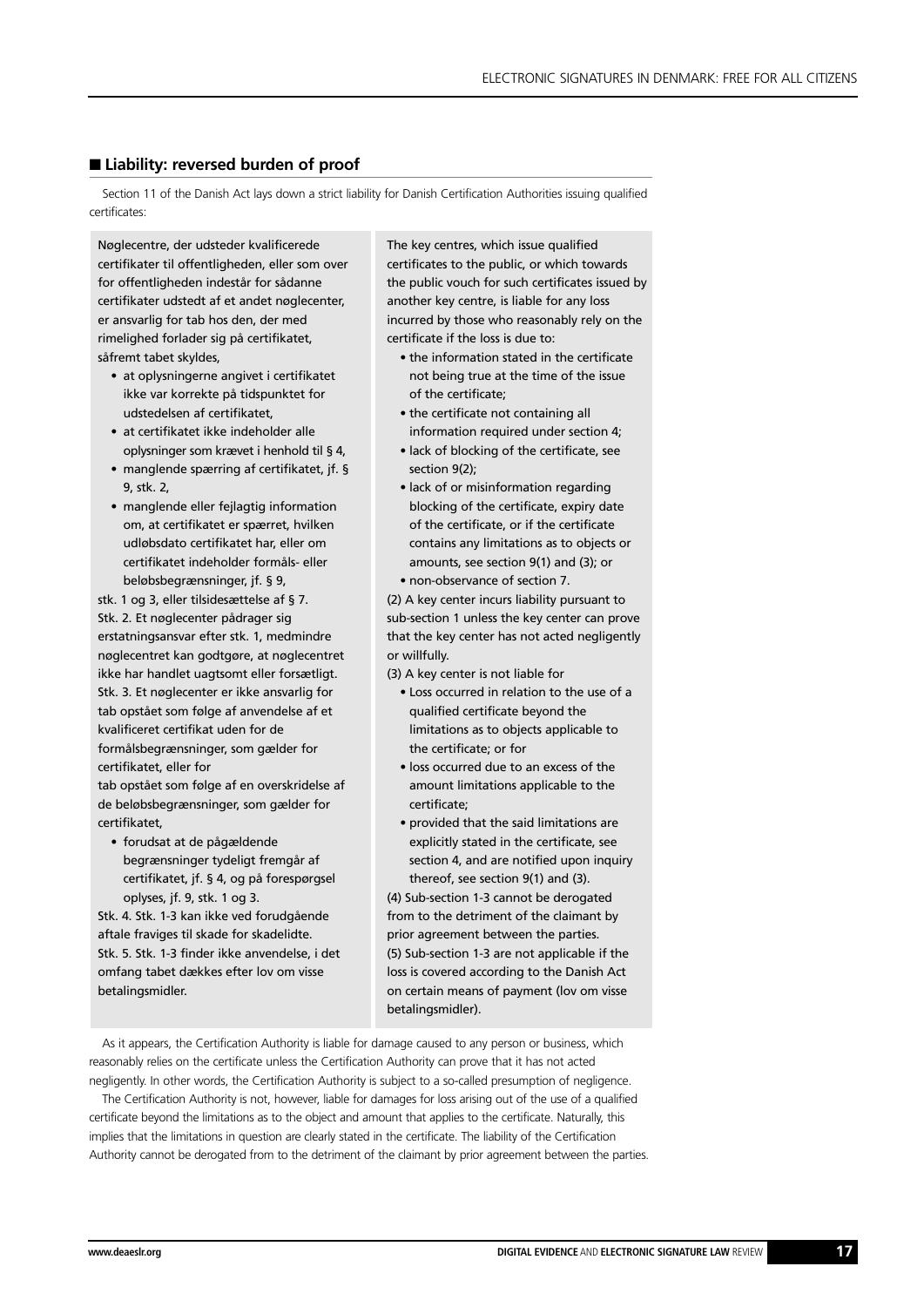## ■ Liability: reversed burden of proof

Section 11 of the Danish Act lays down a strict liability for Danish Certification Authorities issuing qualified certificates:

Nøglecentre, der udsteder kvalificerede certifikater til offentligheden, eller som over for offentligheden indestår for sådanne certifikater udstedt af et andet nøglecenter, er ansvarlig for tab hos den, der med rimelighed forlader sig på certifikatet, såfremt tabet skyldes,

- at oplysningerne angivet i certifikatet ikke var korrekte på tidspunktet for udstedelsen af certifikatet,
- at certifikatet ikke indeholder alle oplysninger som krævet i henhold til § 4,
- manglende spærring af certifikatet, jf. § 9, stk. 2,
- manglende eller fejlagtig information om, at certifikatet er spærret, hvilken udløbsdato certifikatet har, eller om certifikatet indeholder formåls- eller beløbsbegrænsninger, jf. § 9,

stk. 1 og 3, eller tilsidesættelse af § 7.
Stk. 2. Et nøglecenter pådrager sig erstatningsansvar efter stk. 1, medmindre nøglecentret kan godtgøre, at nøglecentret ikke har handlet uagtsomt eller forsætligt.
Stk. 3. Et nøglecenter er ikke ansvarlig for tab opstået som følge af anvendelse af et kvalificeret certifikat uden for de formålsbegrænsninger, som gælder for certifikatet, eller for
tab opstået som følge af en overskridelse af de beløbsbegrænsninger, som gælder for certifikatet,

- forudsat at de pågældende begrænsninger tydeligt fremgår af certifikatet, jf. § 4, og på forespørgsel oplyses, jf. 9, stk. 1 og 3.

Stk. 4. Stk. 1-3 kan ikke ved forudgående aftale fraviges til skade for skadelidte.
Stk. 5. Stk. 1-3 finder ikke anvendelse, i det omfang tabet dækkes efter lov om visse betalingsmidler.

The key centres, which issue qualified certificates to the public, or which towards the public vouch for such certificates issued by another key centre, is liable for any loss incurred by those who reasonably rely on the certificate if the loss is due to:

- the information stated in the certificate not being true at the time of the issue of the certificate;
- the certificate not containing all information required under section 4;
- lack of blocking of the certificate, see section 9(2);
- lack of or misinformation regarding blocking of the certificate, expiry date of the certificate, or if the certificate contains any limitations as to objects or amounts, see section 9(1) and (3); or
- non-observance of section 7.

(2) A key center incurs liability pursuant to sub-section 1 unless the key center can prove that the key center has not acted negligently or willfully.
(3) A key center is not liable for

- Loss occurred in relation to the use of a qualified certificate beyond the limitations as to objects applicable to the certificate; or for
- loss occurred due to an excess of the amount limitations applicable to the certificate;
- provided that the said limitations are explicitly stated in the certificate, see section 4, and are notified upon inquiry thereof, see section 9(1) and (3).

(4) Sub-section 1-3 cannot be derogated from to the detriment of the claimant by prior agreement between the parties.
(5) Sub-section 1-3 are not applicable if the loss is covered according to the Danish Act on certain means of payment (lov om visse betalingsmidler).

As it appears, the Certification Authority is liable for damage caused to any person or business, which reasonably relies on the certificate unless the Certification Authority can prove that it has not acted negligently. In other words, the Certification Authority is subject to a so-called presumption of negligence.

The Certification Authority is not, however, liable for damages for loss arising out of the use of a qualified certificate beyond the limitations as to the object and amount that applies to the certificate. Naturally, this implies that the limitations in question are clearly stated in the certificate. The liability of the Certification Authority cannot be derogated from to the detriment of the claimant by prior agreement between the parties.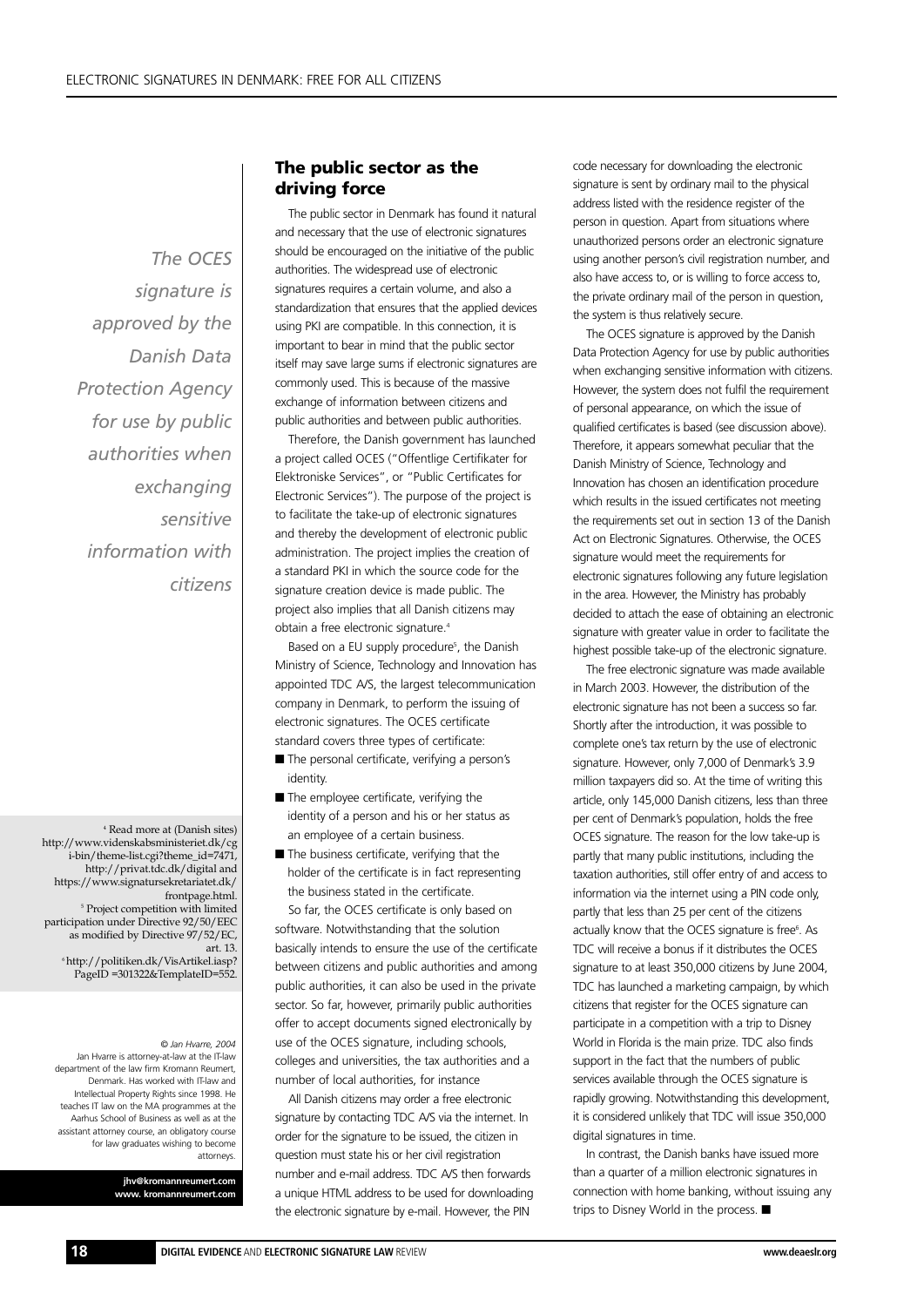## The public sector as the driving force

The public sector in Denmark has found it natural and necessary that the use of electronic signatures should be encouraged on the initiative of the public authorities. The widespread use of electronic signatures requires a certain volume, and also a standardization that ensures that the applied devices using PKI are compatible. In this connection, it is important to bear in mind that the public sector itself may save large sums if electronic signatures are commonly used. This is because of the massive exchange of information between citizens and public authorities and between public authorities.

Therefore, the Danish government has launched a project called OCES ("Offentlige Certifikater for Elektroniske Services", or "Public Certificates for Electronic Services"). The purpose of the project is to facilitate the take-up of electronic signatures and thereby the development of electronic public administration. The project implies the creation of a standard PKI in which the source code for the signature creation device is made public. The project also implies that all Danish citizens may obtain a free electronic signature.[4]

Based on a EU supply procedure[5], the Danish Ministry of Science, Technology and Innovation has appointed TDC A/S, the largest telecommunication company in Denmark, to perform the issuing of electronic signatures. The OCES certificate standard covers three types of certificate:

- The personal certificate, verifying a person's identity.
- The employee certificate, verifying the identity of a person and his or her status as an employee of a certain business.
- The business certificate, verifying that the holder of the certificate is in fact representing the business stated in the certificate.

So far, the OCES certificate is only based on software. Notwithstanding that the solution basically intends to ensure the use of the certificate between citizens and public authorities and among public authorities, it can also be used in the private sector. So far, however, primarily public authorities offer to accept documents signed electronically by use of the OCES signature, including schools, colleges and universities, the tax authorities and a number of local authorities, for instance

All Danish citizens may order a free electronic signature by contacting TDC A/S via the internet. In order for the signature to be issued, the citizen in question must state his or her civil registration number and e-mail address. TDC A/S then forwards a unique HTML address to be used for downloading the electronic signature by e-mail. However, the PIN code necessary for downloading the electronic signature is sent by ordinary mail to the physical address listed with the residence register of the person in question. Apart from situations where unauthorized persons order an electronic signature using another person's civil registration number, and also have access to, or is willing to force access to, the private ordinary mail of the person in question, the system is thus relatively secure.

*The OCES signature is approved by the Danish Data Protection Agency for use by public authorities when exchanging sensitive information with citizens*

The OCES signature is approved by the Danish Data Protection Agency for use by public authorities when exchanging sensitive information with citizens. However, the system does not fulfil the requirement of personal appearance, on which the issue of qualified certificates is based (see discussion above). Therefore, it appears somewhat peculiar that the Danish Ministry of Science, Technology and Innovation has chosen an identification procedure which results in the issued certificates not meeting the requirements set out in section 13 of the Danish Act on Electronic Signatures. Otherwise, the OCES signature would meet the requirements for electronic signatures following any future legislation in the area. However, the Ministry has probably decided to attach the ease of obtaining an electronic signature with greater value in order to facilitate the highest possible take-up of the electronic signature.

The free electronic signature was made available in March 2003. However, the distribution of the electronic signature has not been a success so far. Shortly after the introduction, it was possible to complete one's tax return by the use of electronic signature. However, only 7,000 of Denmark's 3.9 million taxpayers did so. At the time of writing this article, only 145,000 Danish citizens, less than three per cent of Denmark's population, holds the free OCES signature. The reason for the low take-up is partly that many public institutions, including the taxation authorities, still offer entry of and access to information via the internet using a PIN code only, partly that less than 25 per cent of the citizens actually know that the OCES signature is free[6]. As TDC will receive a bonus if it distributes the OCES signature to at least 350,000 citizens by June 2004, TDC has launched a marketing campaign, by which citizens that register for the OCES signature can participate in a competition with a trip to Disney World in Florida is the main prize. TDC also finds support in the fact that the numbers of public services available through the OCES signature is rapidly growing. Notwithstanding this development, it is considered unlikely that TDC will issue 350,000 digital signatures in time.

In contrast, the Danish banks have issued more than a quarter of a million electronic signatures in connection with home banking, without issuing any trips to Disney World in the process. ■

[4] Read more at (Danish sites) http://www.videnskabsministeriet.dk/cgi-bin/theme-list.cgi?theme_id=7471, http://privat.tdc.dk/digital and https://www.signatursekretariatet.dk/frontpage.html.

[5] Project competition with limited participation under Directive 92/50/EEC as modified by Directive 97/52/EC, art. 13.

[6] http://politiken.dk/VisArtikel.iasp?PageID =301322&TemplateID=552.

*© Jan Hvarre, 2004*

Jan Hvarre is attorney-at-law at the IT-law department of the law firm Kromann Reumert, Denmark. Has worked with IT-law and Intellectual Property Rights since 1998. He teaches IT law on the MA programmes at the Aarhus School of Business as well as at the assistant attorney course, an obligatory course for law graduates wishing to become attorneys.

**jhv@kromannreumert.com**
**www. kromannreumert.com**